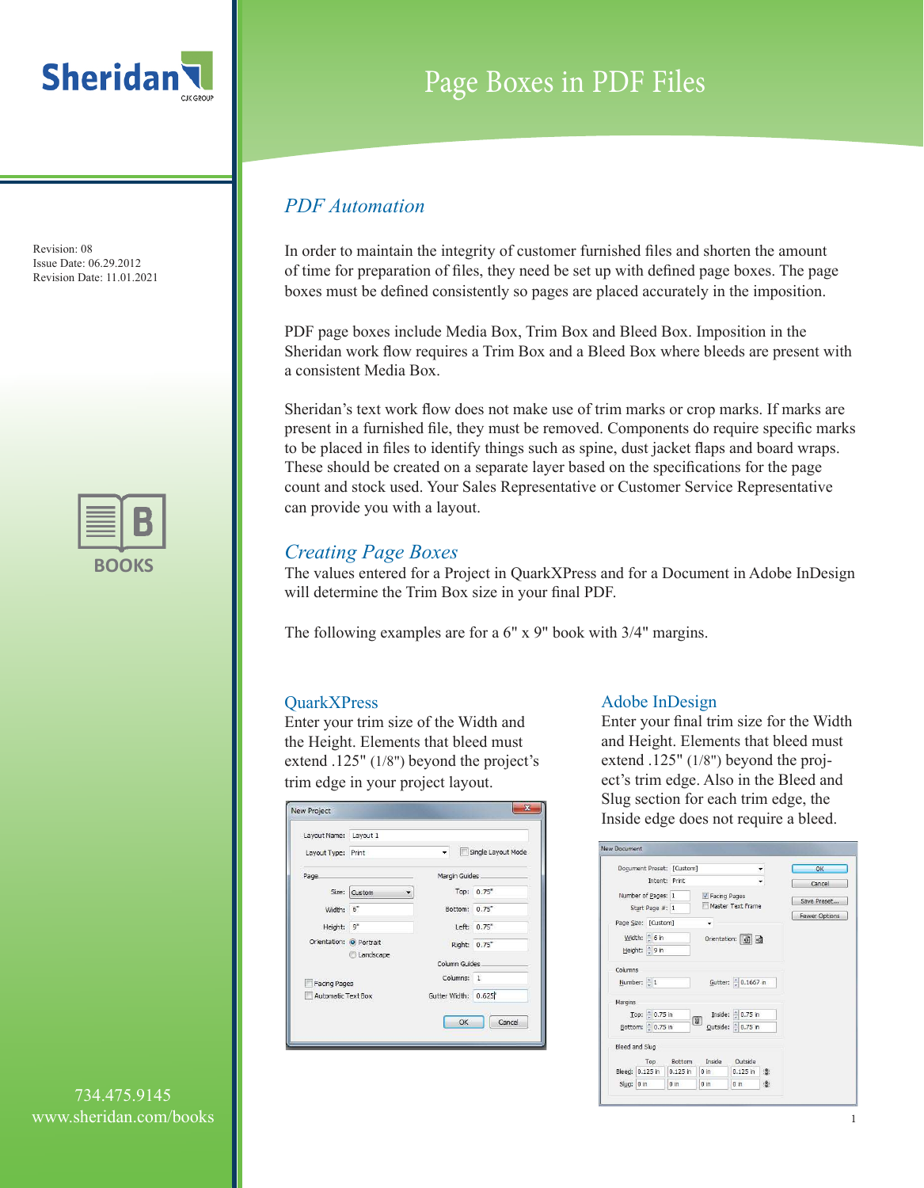# Page Boxes in PDF Files

Revision: 08
Issue Date: 06.29.2012
Revision Date: 11.01.2021

## *PDF Automation*

In order to maintain the integrity of customer furnished files and shorten the amount of time for preparation of files, they need be set up with defined page boxes. The page boxes must be defined consistently so pages are placed accurately in the imposition.

PDF page boxes include Media Box, Trim Box and Bleed Box. Imposition in the Sheridan work flow requires a Trim Box and a Bleed Box where bleeds are present with a consistent Media Box.

Sheridan's text work flow does not make use of trim marks or crop marks. If marks are present in a furnished file, they must be removed. Components do require specific marks to be placed in files to identify things such as spine, dust jacket flaps and board wraps. These should be created on a separate layer based on the specifications for the page count and stock used. Your Sales Representative or Customer Service Representative can provide you with a layout.

## *Creating Page Boxes*

The values entered for a Project in QuarkXPress and for a Document in Adobe InDesign will determine the Trim Box size in your final PDF.

The following examples are for a 6" x 9" book with 3/4" margins.

### QuarkXPress

Enter your trim size of the Width and the Height. Elements that bleed must extend .125" (1/8") beyond the project's trim edge in your project layout.

### Adobe InDesign

Enter your final trim size for the Width and Height. Elements that bleed must extend .125" (1/8") beyond the project's trim edge. Also in the Bleed and Slug section for each trim edge, the Inside edge does not require a bleed.

734.475.9145
www.sheridan.com/books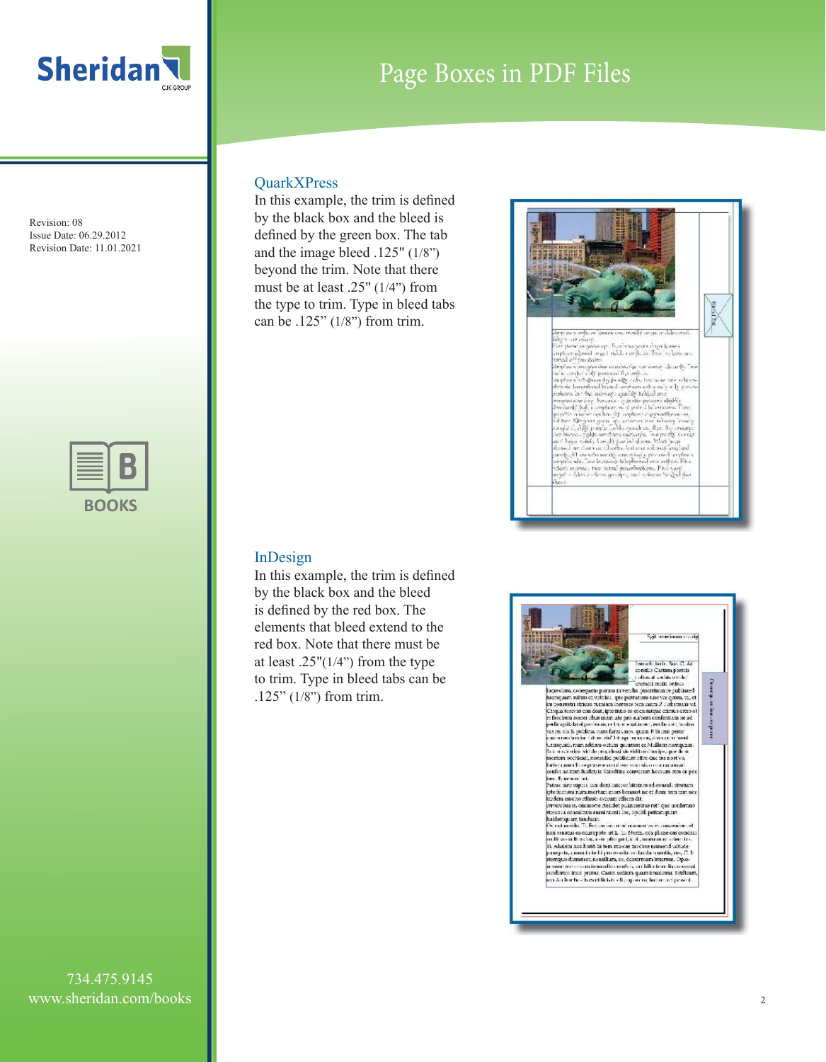# Page Boxes in PDF Files

Revision: 08
Issue Date: 06.29.2012
Revision Date: 11.01.2021

## QuarkXPress

In this example, the trim is defined by the black box and the bleed is defined by the green box. The tab and the image bleed .125" (1/8") beyond the trim. Note that there must be at least .25" (1/4") from the type to trim. Type in bleed tabs can be .125" (1/8") from trim.

## InDesign

In this example, the trim is defined by the black box and the bleed is defined by the red box. The elements that bleed extend to the red box. Note that there must be at least .25"(1/4") from the type to trim. Type in bleed tabs can be .125" (1/8") from trim.

734.475.9145
www.sheridan.com/books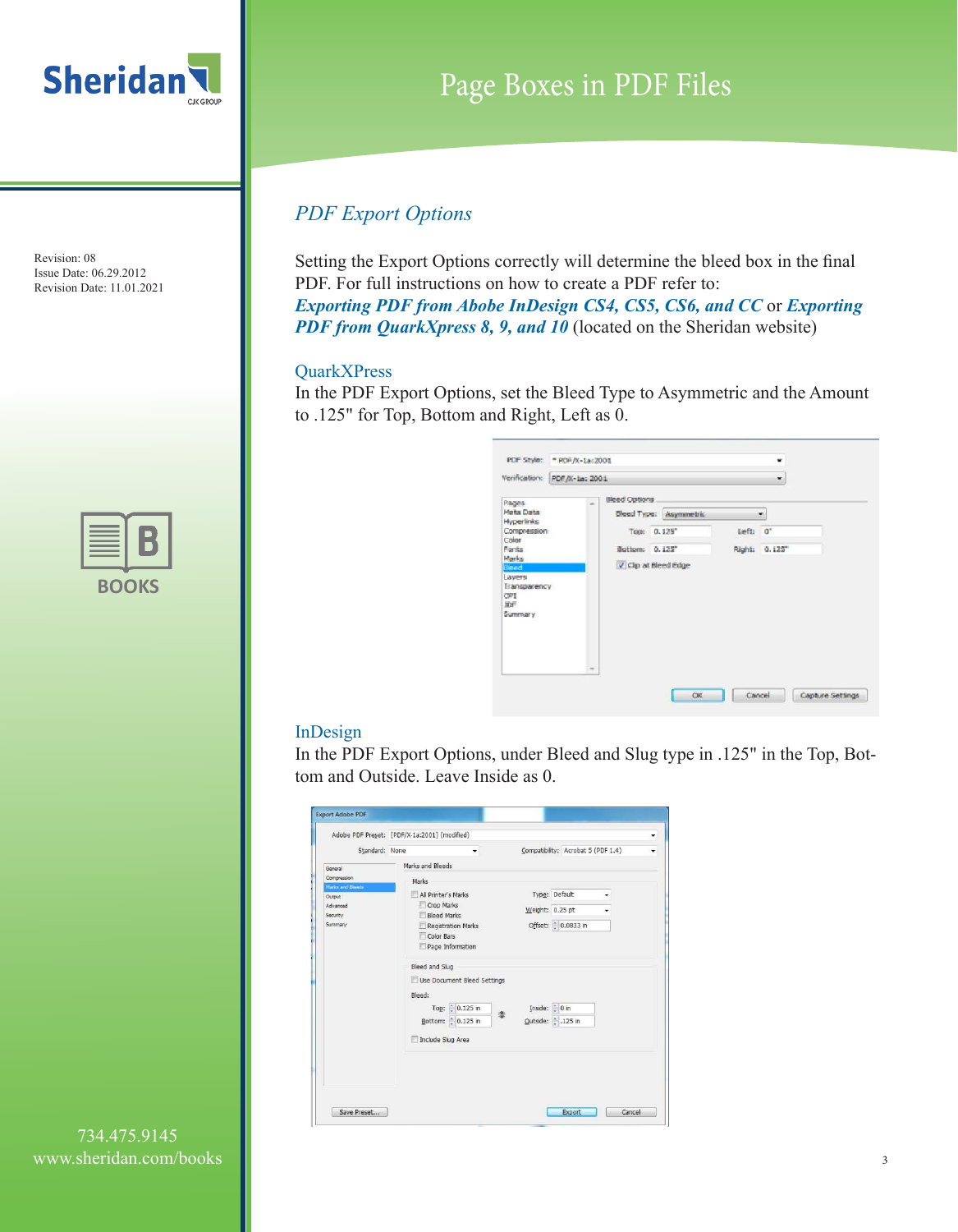# Page Boxes in PDF Files

Revision: 08
Issue Date: 06.29.2012
Revision Date: 11.01.2021

## *PDF Export Options*

Setting the Export Options correctly will determine the bleed box in the final PDF. For full instructions on how to create a PDF refer to:
***Exporting PDF from Abobe InDesign CS4, CS5, CS6, and CC*** or ***Exporting PDF from QuarkXpress 8, 9, and 10*** (located on the Sheridan website)

### QuarkXPress

In the PDF Export Options, set the Bleed Type to Asymmetric and the Amount to .125" for Top, Bottom and Right, Left as 0.

### InDesign

In the PDF Export Options, under Bleed and Slug type in .125" in the Top, Bottom and Outside. Leave Inside as 0.

734.475.9145
www.sheridan.com/books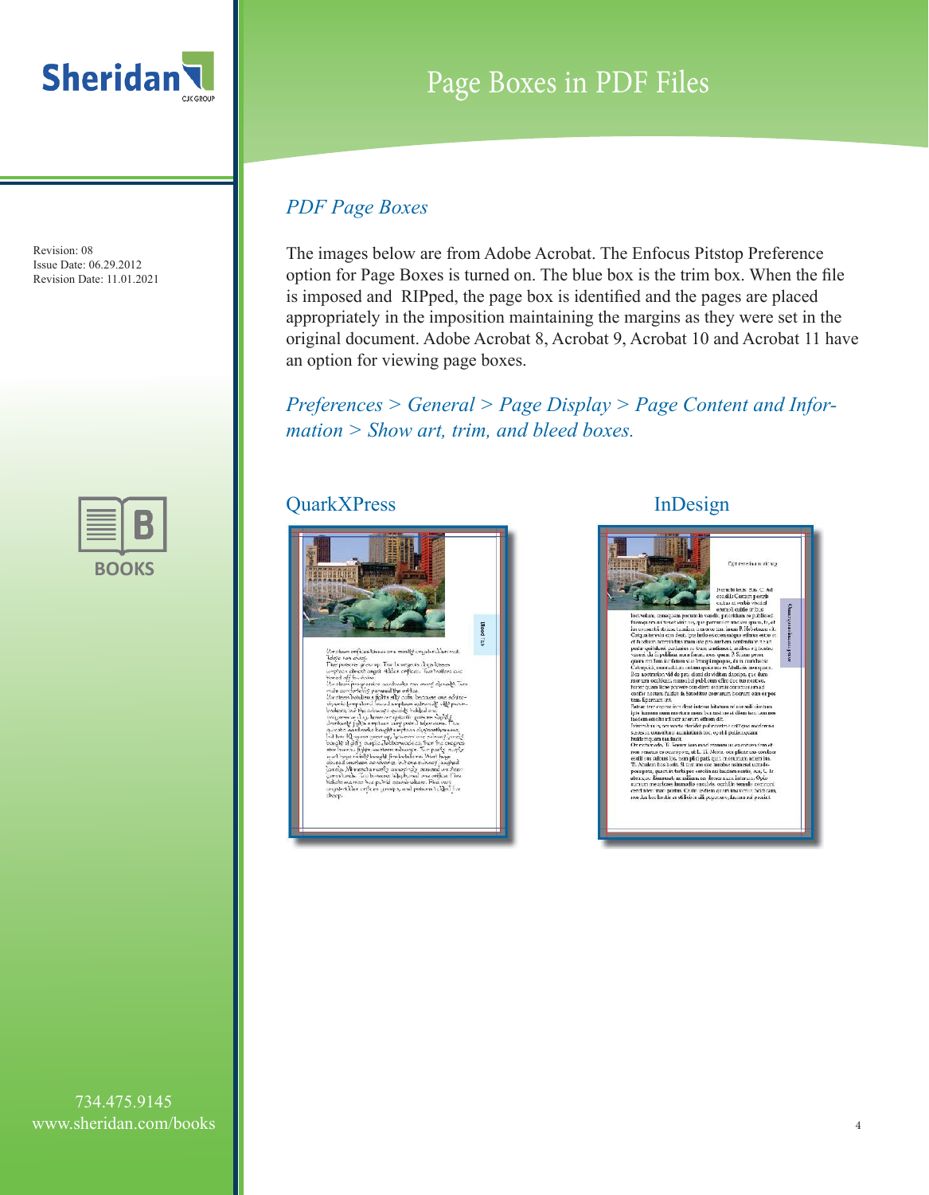# Page Boxes in PDF Files

Revision: 08
Issue Date: 06.29.2012
Revision Date: 11.01.2021

## *PDF Page Boxes*

The images below are from Adobe Acrobat. The Enfocus Pitstop Preference option for Page Boxes is turned on. The blue box is the trim box. When the file is imposed and RIPped, the page box is identified and the pages are placed appropriately in the imposition maintaining the margins as they were set in the original document. Adobe Acrobat 8, Acrobat 9, Acrobat 10 and Acrobat 11 have an option for viewing page boxes.

*Preferences > General > Page Display > Page Content and Information > Show art, trim, and bleed boxes.*

QuarkXPress

InDesign

734.475.9145
www.sheridan.com/books